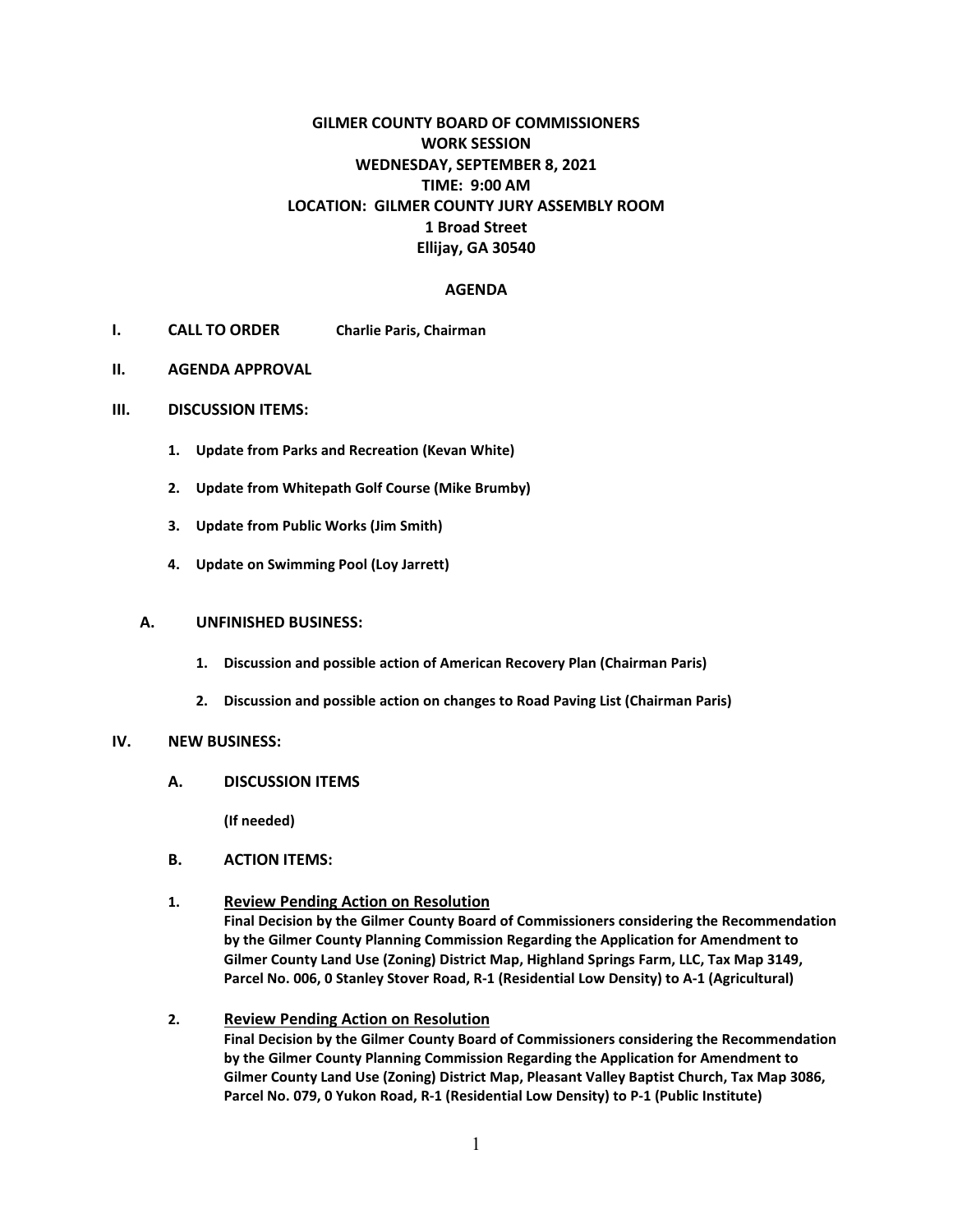# GILMER COUNTY BOARD OF COMMISSIONERS
## WORK SESSION
## WEDNESDAY, SEPTEMBER 8, 2021
## TIME: 9:00 AM
## LOCATION: GILMER COUNTY JURY ASSEMBLY ROOM
## 1 Broad Street
## Ellijay, GA 30540

### AGENDA

**I. CALL TO ORDER** **Charlie Paris, Chairman**

**II. AGENDA APPROVAL**

**III. DISCUSSION ITEMS:**

1. **Update from Parks and Recreation (Kevan White)**
2. **Update from Whitepath Golf Course (Mike Brumby)**
3. **Update from Public Works (Jim Smith)**
4. **Update on Swimming Pool (Loy Jarrett)**

**A. UNFINISHED BUSINESS:**

1. **Discussion and possible action of American Recovery Plan (Chairman Paris)**
2. **Discussion and possible action on changes to Road Paving List (Chairman Paris)**

**IV. NEW BUSINESS:**

**A. DISCUSSION ITEMS**

**(If needed)**

**B. ACTION ITEMS:**

**1. Review Pending Action on Resolution**
**Final Decision by the Gilmer County Board of Commissioners considering the Recommendation by the Gilmer County Planning Commission Regarding the Application for Amendment to Gilmer County Land Use (Zoning) District Map, Highland Springs Farm, LLC, Tax Map 3149, Parcel No. 006, 0 Stanley Stover Road, R-1 (Residential Low Density) to A-1 (Agricultural)**

**2. Review Pending Action on Resolution**
**Final Decision by the Gilmer County Board of Commissioners considering the Recommendation by the Gilmer County Planning Commission Regarding the Application for Amendment to Gilmer County Land Use (Zoning) District Map, Pleasant Valley Baptist Church, Tax Map 3086, Parcel No. 079, 0 Yukon Road, R-1 (Residential Low Density) to P-1 (Public Institute)**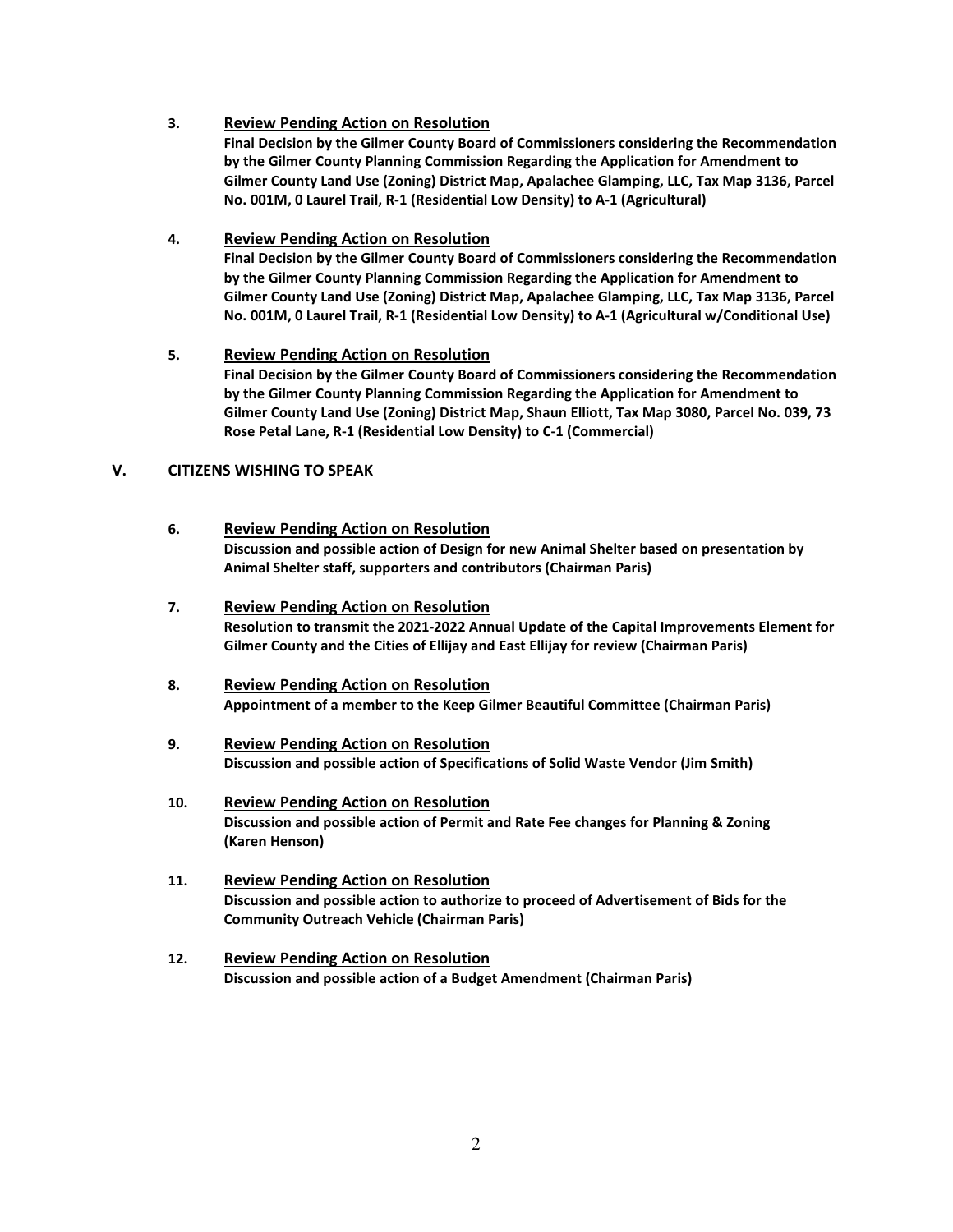3. **Review Pending Action on Resolution**
   **Final Decision by the Gilmer County Board of Commissioners considering the Recommendation by the Gilmer County Planning Commission Regarding the Application for Amendment to Gilmer County Land Use (Zoning) District Map, Apalachee Glamping, LLC, Tax Map 3136, Parcel No. 001M, 0 Laurel Trail, R-1 (Residential Low Density) to A-1 (Agricultural)**

4. **Review Pending Action on Resolution**
   **Final Decision by the Gilmer County Board of Commissioners considering the Recommendation by the Gilmer County Planning Commission Regarding the Application for Amendment to Gilmer County Land Use (Zoning) District Map, Apalachee Glamping, LLC, Tax Map 3136, Parcel No. 001M, 0 Laurel Trail, R-1 (Residential Low Density) to A-1 (Agricultural w/Conditional Use)**

5. **Review Pending Action on Resolution**
   **Final Decision by the Gilmer County Board of Commissioners considering the Recommendation by the Gilmer County Planning Commission Regarding the Application for Amendment to Gilmer County Land Use (Zoning) District Map, Shaun Elliott, Tax Map 3080, Parcel No. 039, 73 Rose Petal Lane, R-1 (Residential Low Density) to C-1 (Commercial)**

## V. CITIZENS WISHING TO SPEAK

6. **Review Pending Action on Resolution**
   **Discussion and possible action of Design for new Animal Shelter based on presentation by Animal Shelter staff, supporters and contributors (Chairman Paris)**

7. **Review Pending Action on Resolution**
   **Resolution to transmit the 2021-2022 Annual Update of the Capital Improvements Element for Gilmer County and the Cities of Ellijay and East Ellijay for review (Chairman Paris)**

8. **Review Pending Action on Resolution**
   **Appointment of a member to the Keep Gilmer Beautiful Committee (Chairman Paris)**

9. **Review Pending Action on Resolution**
   **Discussion and possible action of Specifications of Solid Waste Vendor (Jim Smith)**

10. **Review Pending Action on Resolution**
    **Discussion and possible action of Permit and Rate Fee changes for Planning & Zoning (Karen Henson)**

11. **Review Pending Action on Resolution**
    **Discussion and possible action to authorize to proceed of Advertisement of Bids for the Community Outreach Vehicle (Chairman Paris)**

12. **Review Pending Action on Resolution**
    **Discussion and possible action of a Budget Amendment (Chairman Paris)**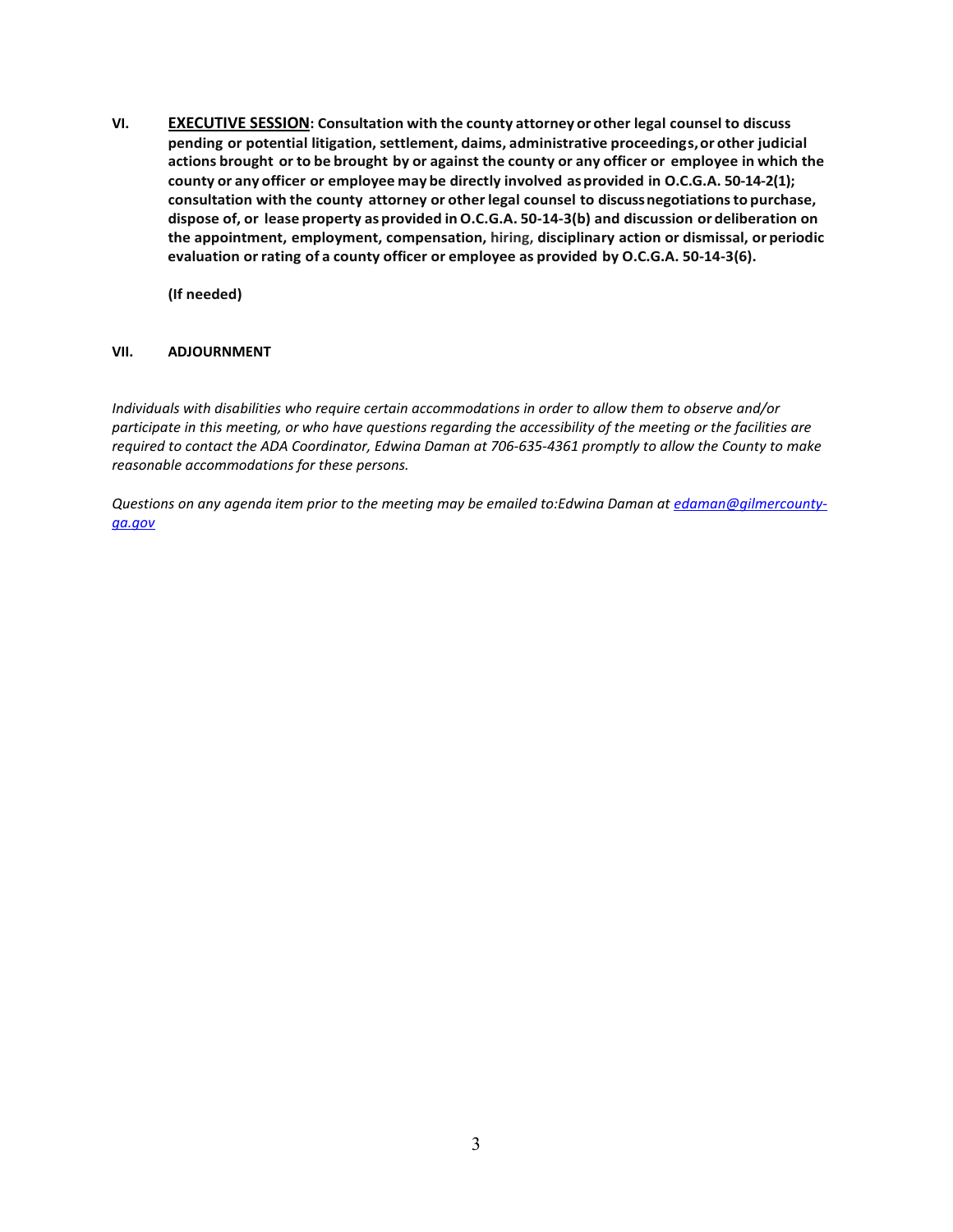**VI.** **<u>EXECUTIVE SESSION</u>: Consultation with the county attorney or other legal counsel to discuss pending or potential litigation, settlement, daims, administrative proceedings, or other judicial actions brought or to be brought by or against the county or any officer or employee in which the county or any officer or employee may be directly involved as provided in O.C.G.A. 50-14-2(1); consultation with the county attorney or other legal counsel to discuss negotiations to purchase, dispose of, or lease property as provided in O.C.G.A. 50-14-3(b) and discussion or deliberation on the appointment, employment, compensation, hiring, disciplinary action or dismissal, or periodic evaluation or rating of a county officer or employee as provided by O.C.G.A. 50-14-3(6).**

**(If needed)**

**VII.** **ADJOURNMENT**

*Individuals with disabilities who require certain accommodations in order to allow them to observe and/or participate in this meeting, or who have questions regarding the accessibility of the meeting or the facilities are required to contact the ADA Coordinator, Edwina Daman at 706-635-4361 promptly to allow the County to make reasonable accommodations for these persons.*

*Questions on any agenda item prior to the meeting may be emailed to:Edwina Daman at [edaman@gilmercounty-ga.gov](mailto:edaman@gilmercounty-ga.gov)*